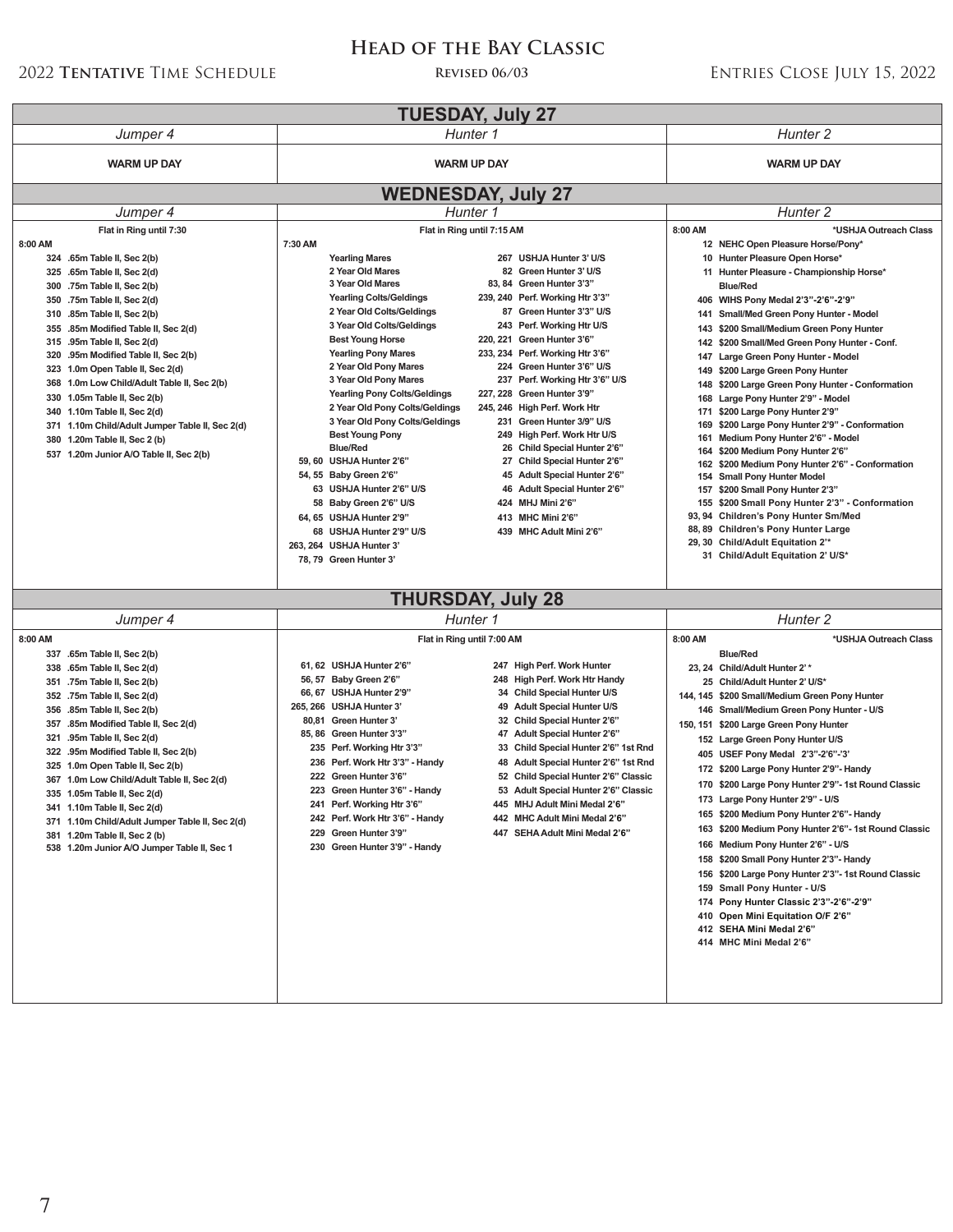# Head of the Bay Classic

2022 **Tentative** Time Schedule — **Revised 06/03** — Entries Close July 15, 2022

## TUESDAY, July 27

| *Jumper 4* | *Hunter 1* | *Hunter 2* |
|---|---|---|
| **WARM UP DAY** | **WARM UP DAY** | **WARM UP DAY** |

## WEDNESDAY, July 27

### *Jumper 4*

**Flat in Ring until 7:30**

**8:00 AM**

- 324 .65m Table II, Sec 2(b)
- 325 .65m Table II, Sec 2(d)
- 300 .75m Table II, Sec 2(b)
- 350 .75m Table II, Sec 2(d)
- 310 .85m Table II, Sec 2(b)
- 355 .85m Modified Table II, Sec 2(d)
- 315 .95m Table II, Sec 2(d)
- 320 .95m Modified Table II, Sec 2(b)
- 323 1.0m Open Table II, Sec 2(d)
- 368 1.0m Low Child/Adult Table II, Sec 2(b)
- 330 1.05m Table II, Sec 2(b)
- 340 1.10m Table II, Sec 2(d)
- 371 1.10m Child/Adult Jumper Table II, Sec 2(d)
- 380 1.20m Table II, Sec 2 (b)
- 537 1.20m Junior A/O Table II, Sec 2(b)

### *Hunter 1*

**Flat in Ring until 7:15 AM**

**7:30 AM**

- Yearling Mares
- 2 Year Old Mares
- 3 Year Old Mares
- Yearling Colts/Geldings
- 2 Year Old Colts/Geldings
- 3 Year Old Colts/Geldings
- Best Young Horse
- Yearling Pony Mares
- 2 Year Old Pony Mares
- 3 Year Old Pony Mares
- Yearling Pony Colts/Geldings
- 2 Year Old Pony Colts/Geldings
- 3 Year Old Pony Colts/Geldings
- Best Young Pony
- Blue/Red
- 59, 60 USHJA Hunter 2'6"
- 54, 55 Baby Green 2'6"
- 63 USHJA Hunter 2'6" U/S
- 58 Baby Green 2'6" U/S
- 64, 65 USHJA Hunter 2'9"
- 68 USHJA Hunter 2'9" U/S
- 263, 264 USHJA Hunter 3'
- 78, 79 Green Hunter 3'
- 267 USHJA Hunter 3' U/S
- 82 Green Hunter 3' U/S
- 83, 84 Green Hunter 3'3"
- 239, 240 Perf. Working Htr 3'3"
- 87 Green Hunter 3'3" U/S
- 243 Perf. Working Htr U/S
- 220, 221 Green Hunter 3'6"
- 233, 234 Perf. Working Htr 3'6"
- 224 Green Hunter 3'6" U/S
- 237 Perf. Working Htr 3'6" U/S
- 227, 228 Green Hunter 3'9"
- 245, 246 High Perf. Work Htr
- 231 Green Hunter 3/9" U/S
- 249 High Perf. Work Htr U/S
- 26 Child Special Hunter 2'6"
- 27 Child Special Hunter 2'6"
- 45 Adult Special Hunter 2'6"
- 46 Adult Special Hunter 2'6"
- 424 MHJ Mini 2'6"
- 413 MHC Mini 2'6"
- 439 MHC Adult Mini 2'6"

### *Hunter 2*

**8:00 AM** — ***USHJA Outreach Class**

- 12 NEHC Open Pleasure Horse/Pony*
- 10 Hunter Pleasure Open Horse*
- 11 Hunter Pleasure - Championship Horse*
- Blue/Red
- 406 WIHS Pony Medal 2'3"-2'6"-2'9"
- 141 Small/Med Green Pony Hunter - Model
- 143 $200 Small/Medium Green Pony Hunter
- 142 $200 Small/Med Green Pony Hunter - Conf.
- 147 Large Green Pony Hunter - Model
- 149 $200 Large Green Pony Hunter
- 148 $200 Large Green Pony Hunter - Conformation
- 168 Large Pony Hunter 2'9" - Model
- 171 $200 Large Pony Hunter 2'9"
- 169 $200 Large Pony Hunter 2'9" - Conformation
- 161 Medium Pony Hunter 2'6" - Model
- 164 $200 Medium Pony Hunter 2'6"
- 162 $200 Medium Pony Hunter 2'6" - Conformation
- 154 Small Pony Hunter Model
- 157 $200 Small Pony Hunter 2'3"
- 155 $200 Small Pony Hunter 2'3" - Conformation
- 93, 94 Children's Pony Hunter Sm/Med
- 88, 89 Children's Pony Hunter Large
- 29, 30 Child/Adult Equitation 2'*
- 31 Child/Adult Equitation 2' U/S*

## THURSDAY, July 28

### *Jumper 4*

**8:00 AM**

- 337 .65m Table II, Sec 2(b)
- 338 .65m Table II, Sec 2(d)
- 351 .75m Table II, Sec 2(b)
- 352 .75m Table II, Sec 2(d)
- 356 .85m Table II, Sec 2(b)
- 357 .85m Modified Table II, Sec 2(d)
- 321 .95m Table II, Sec 2(d)
- 322 .95m Modified Table II, Sec 2(b)
- 325 1.0m Open Table II, Sec 2(b)
- 367 1.0m Low Child/Adult Table II, Sec 2(d)
- 335 1.05m Table II, Sec 2(d)
- 341 1.10m Table II, Sec 2(d)
- 371 1.10m Child/Adult Jumper Table II, Sec 2(d)
- 381 1.20m Table II, Sec 2 (b)
- 538 1.20m Junior A/O Jumper Table II, Sec 1

### *Hunter 1*

**Flat in Ring until 7:00 AM**

- 61, 62 USHJA Hunter 2'6"
- 56, 57 Baby Green 2'6"
- 66, 67 USHJA Hunter 2'9"
- 265, 266 USHJA Hunter 3'
- 80,81 Green Hunter 3'
- 85, 86 Green Hunter 3'3"
- 235 Perf. Working Htr 3'3"
- 236 Perf. Work Htr 3'3" - Handy
- 222 Green Hunter 3'6"
- 223 Green Hunter 3'6" - Handy
- 241 Perf. Working Htr 3'6"
- 242 Perf. Work Htr 3'6" - Handy
- 229 Green Hunter 3'9"
- 230 Green Hunter 3'9" - Handy
- 247 High Perf. Work Hunter
- 248 High Perf. Work Htr Handy
- 34 Child Special Hunter U/S
- 49 Adult Special Hunter U/S
- 32 Child Special Hunter 2'6"
- 47 Adult Special Hunter 2'6"
- 33 Child Special Hunter 2'6" 1st Rnd
- 48 Adult Special Hunter 2'6" 1st Rnd
- 52 Child Special Hunter 2'6" Classic
- 53 Adult Special Hunter 2'6" Classic
- 445 MHJ Adult Mini Medal 2'6"
- 442 MHC Adult Mini Medal 2'6"
- 447 SEHA Adult Mini Medal 2'6"

### *Hunter 2*

**8:00 AM** — ***USHJA Outreach Class**

- Blue/Red
- 23, 24 Child/Adult Hunter 2'*
- 25 Child/Adult Hunter 2' U/S*
- 144, 145 $200 Small/Medium Green Pony Hunter
- 146 Small/Medium Green Pony Hunter - U/S
- 150, 151 $200 Large Green Pony Hunter
- 152 Large Green Pony Hunter U/S
- 405 USEF Pony Medal 2'3"-2'6"-'3'
- 172 $200 Large Pony Hunter 2'9"- Handy
- 170 $200 Large Pony Hunter 2'9"- 1st Round Classic
- 173 Large Pony Hunter 2'9" - U/S
- 165 $200 Medium Pony Hunter 2'6"- Handy
- 163 $200 Medium Pony Hunter 2'6"- 1st Round Classic
- 166 Medium Pony Hunter 2'6" - U/S
- 158 $200 Small Pony Hunter 2'3"- Handy
- 156 $200 Large Pony Hunter 2'3"- 1st Round Classic
- 159 Small Pony Hunter - U/S
- 174 Pony Hunter Classic 2'3"-2'6"-2'9"
- 410 Open Mini Equitation O/F 2'6"
- 412 SEHA Mini Medal 2'6"
- 414 MHC Mini Medal 2'6"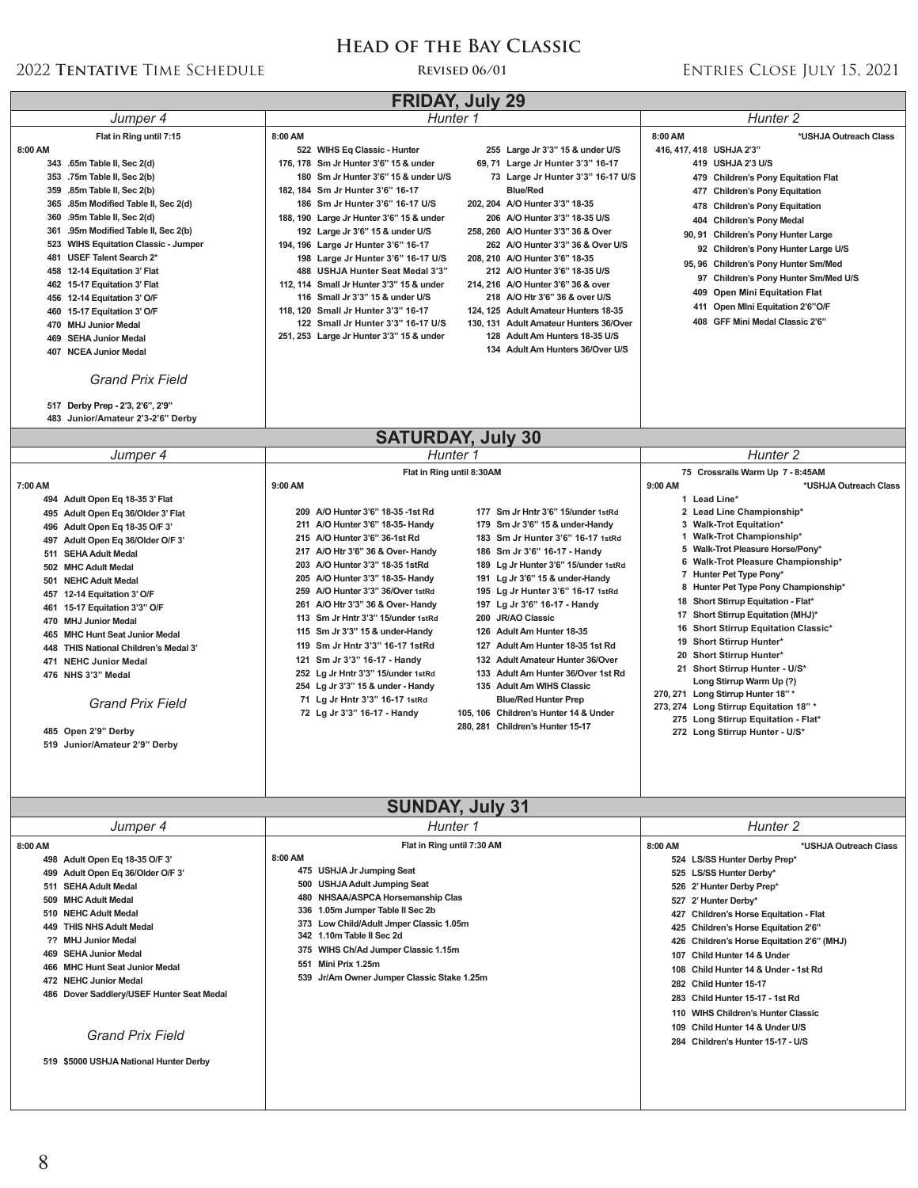# Head of the Bay Classic

2022 **Tentative** Time Schedule — **Revised 06/01** — Entries Close July 15, 2021

## FRIDAY, July 29

### Jumper 4

Flat in Ring until 7:15

8:00 AM

- 343 .65m Table II, Sec 2(d)
- 353 .75m Table II, Sec 2(b)
- 359 .85m Table II, Sec 2(b)
- 365 .85m Modified Table II, Sec 2(d)
- 360 .95m Table II, Sec 2(d)
- 361 .95m Modified Table II, Sec 2(b)
- 523 WIHS Equitation Classic - Jumper
- 481 USEF Talent Search 2*
- 458 12-14 Equitation 3' Flat
- 462 15-17 Equitation 3' Flat
- 456 12-14 Equitation 3' O/F
- 460 15-17 Equitation 3' O/F
- 470 MHJ Junior Medal
- 469 SEHA Junior Medal
- 407 NCEA Junior Medal

*Grand Prix Field*

- 517 Derby Prep - 2'3, 2'6", 2'9"
- 483 Junior/Amateur 2'3-2'6" Derby

### Hunter 1

8:00 AM

- 522 WIHS Eq Classic - Hunter
- 176, 178 Sm Jr Hunter 3'6" 15 & under
- 180 Sm Jr Hunter 3'6" 15 & under U/S
- 182, 184 Sm Jr Hunter 3'6" 16-17
- 186 Sm Jr Hunter 3'6" 16-17 U/S
- 188, 190 Large Jr Hunter 3'6" 15 & under
- 192 Large Jr 3'6" 15 & under U/S
- 194, 196 Large Jr Hunter 3'6" 16-17
- 198 Large Jr Hunter 3'6" 16-17 U/S
- 488 USHJA Hunter Seat Medal 3'3"
- 112, 114 Small Jr Hunter 3'3" 15 & under
- 116 Small Jr 3'3" 15 & under U/S
- 118, 120 Small Jr Hunter 3'3" 16-17
- 122 Small Jr Hunter 3'3" 16-17 U/S
- 251, 253 Large Jr Hunter 3'3" 15 & under
- 255 Large Jr 3'3" 15 & under U/S
- 69, 71 Large Jr Hunter 3'3" 16-17
- 73 Large Jr Hunter 3'3" 16-17 U/S
- Blue/Red
- 202, 204 A/O Hunter 3'3" 18-35
- 206 A/O Hunter 3'3" 18-35 U/S
- 258, 260 A/O Hunter 3'3" 36 & Over
- 262 A/O Hunter 3'3" 36 & Over U/S
- 208, 210 A/O Hunter 3'6" 18-35
- 212 A/O Hunter 3'6" 18-35 U/S
- 214, 216 A/O Hunter 3'6" 36 & over
- 218 A/O Htr 3'6" 36 & over U/S
- 124, 125 Adult Amateur Hunters 18-35
- 130, 131 Adult Amateur Hunters 36/Over
- 128 Adult Am Hunters 18-35 U/S
- 134 Adult Am Hunters 36/Over U/S

### Hunter 2

8:00 AM — *USHJA Outreach Class

- 416, 417, 418 USHJA 2'3"
- 419 USHJA 2'3 U/S
- 479 Children's Pony Equitation Flat
- 477 Children's Pony Equitation
- 478 Children's Pony Equitation
- 404 Children's Pony Medal
- 90, 91 Children's Pony Hunter Large
- 92 Children's Pony Hunter Large U/S
- 95, 96 Children's Pony Hunter Sm/Med
- 97 Children's Pony Hunter Sm/Med U/S
- 409 Open Mini Equitation Flat
- 411 Open Mlni Equitation 2'6"O/F
- 408 GFF Mini Medal Classic 2'6"

## SATURDAY, July 30

### Jumper 4

7:00 AM

- 494 Adult Open Eq 18-35 3' Flat
- 495 Adult Open Eq 36/Older 3' Flat
- 496 Adult Open Eq 18-35 O/F 3'
- 497 Adult Open Eq 36/Older O/F 3'
- 511 SEHA Adult Medal
- 502 MHC Adult Medal
- 501 NEHC Adult Medal
- 457 12-14 Equitation 3' O/F
- 461 15-17 Equitation 3'3" O/F
- 470 MHJ Junior Medal
- 465 MHC Hunt Seat Junior Medal
- 448 THIS National Children's Medal 3'
- 471 NEHC Junior Medal
- 476 NHS 3'3" Medal

*Grand Prix Field*

- 485 Open 2'9" Derby
- 519 Junior/Amateur 2'9" Derby

### Hunter 1

Flat in Ring until 8:30AM

9:00 AM

- 209 A/O Hunter 3'6" 18-35 -1st Rd
- 211 A/O Hunter 3'6" 18-35- Handy
- 215 A/O Hunter 3'6" 36-1st Rd
- 217 A/O Htr 3'6" 36 & Over- Handy
- 203 A/O Hunter 3'3" 18-35 1stRd
- 205 A/O Hunter 3'3" 18-35- Handy
- 259 A/O Hunter 3'3" 36/Over 1stRd
- 261 A/O Htr 3'3" 36 & Over- Handy
- 113 Sm Jr Hntr 3'3" 15/under 1stRd
- 115 Sm Jr 3'3" 15 & under-Handy
- 119 Sm Jr Hntr 3'3" 16-17 1stRd
- 121 Sm Jr 3'3" 16-17 - Handy
- 252 Lg Jr Hntr 3'3" 15/under 1stRd
- 254 Lg Jr 3'3" 15 & under - Handy
- 71 Lg Jr Hntr 3'3" 16-17 1stRd
- 72 Lg Jr 3'3" 16-17 - Handy
- 177 Sm Jr Hntr 3'6" 15/under 1stRd
- 179 Sm Jr 3'6" 15 & under-Handy
- 183 Sm Jr Hunter 3'6" 16-17 1stRd
- 186 Sm Jr 3'6" 16-17 - Handy
- 189 Lg Jr Hunter 3'6" 15/under 1stRd
- 191 Lg Jr 3'6" 15 & under-Handy
- 195 Lg Jr Hunter 3'6" 16-17 1stRd
- 197 Lg Jr 3'6" 16-17 - Handy
- 200 JR/AO Classic
- 126 Adult Am Hunter 18-35
- 127 Adult Am Hunter 18-35 1st Rd
- 132 Adult Amateur Hunter 36/Over
- 133 Adult Am Hunter 36/Over 1st Rd
- 135 Adult Am WIHS Classic
- Blue/Red Hunter Prep
- 105, 106 Children's Hunter 14 & Under
- 280, 281 Children's Hunter 15-17

### Hunter 2

75 Crossrails Warm Up 7 - 8:45AM

9:00 AM — *USHJA Outreach Class

- 1 Lead Line*
- 2 Lead Line Championship*
- 3 Walk-Trot Equitation*
- 1 Walk-Trot Championship*
- 5 Walk-Trot Pleasure Horse/Pony*
- 6 Walk-Trot Pleasure Championship*
- 7 Hunter Pet Type Pony*
- 8 Hunter Pet Type Pony Championship*
- 18 Short Stirrup Equitation - Flat*
- 17 Short Stirrup Equitation (MHJ)*
- 16 Short Stirrup Equitation Classic*
- 19 Short Stirrup Hunter*
- 20 Short Stirrup Hunter*
- 21 Short Stirrup Hunter - U/S*
- Long Stirrup Warm Up (?)
- 270, 271 Long Stirrup Hunter 18" *
- 273, 274 Long Stirrup Equitation 18" *
- 275 Long Stirrup Equitation - Flat*
- 272 Long Stirrup Hunter - U/S*

## SUNDAY, July 31

### Jumper 4

8:00 AM

- 498 Adult Open Eq 18-35 O/F 3'
- 499 Adult Open Eq 36/Older O/F 3'
- 511 SEHA Adult Medal
- 509 MHC Adult Medal
- 510 NEHC Adult Medal
- 449 THIS NHS Adult Medal
- ?? MHJ Junior Medal
- 469 SEHA Junior Medal
- 466 MHC Hunt Seat Junior Medal
- 472 NEHC Junior Medal
- 486 Dover Saddlery/USEF Hunter Seat Medal

*Grand Prix Field*

- 519 $5000 USHJA National Hunter Derby

### Hunter 1

Flat in Ring until 7:30 AM

8:00 AM

- 475 USHJA Jr Jumping Seat
- 500 USHJA Adult Jumping Seat
- 480 NHSAA/ASPCA Horsemanship Clas
- 336 1.05m Jumper Table II Sec 2b
- 373 Low Child/Adult Jmper Classic 1.05m
- 342 1.10m Table II Sec 2d
- 375 WIHS Ch/Ad Jumper Classic 1.15m
- 551 Mini Prix 1.25m
- 539 Jr/Am Owner Jumper Classic Stake 1.25m

### Hunter 2

8:00 AM — *USHJA Outreach Class

- 524 LS/SS Hunter Derby Prep*
- 525 LS/SS Hunter Derby*
- 526 2' Hunter Derby Prep*
- 527 2' Hunter Derby*
- 427 Children's Horse Equitation - Flat
- 425 Children's Horse Equitation 2'6"
- 426 Children's Horse Equitation 2'6" (MHJ)
- 107 Child Hunter 14 & Under
- 108 Child Hunter 14 & Under - 1st Rd
- 282 Child Hunter 15-17
- 283 Child Hunter 15-17 - 1st Rd
- 110 WIHS Children's Hunter Classic
- 109 Child Hunter 14 & Under U/S
- 284 Children's Hunter 15-17 - U/S